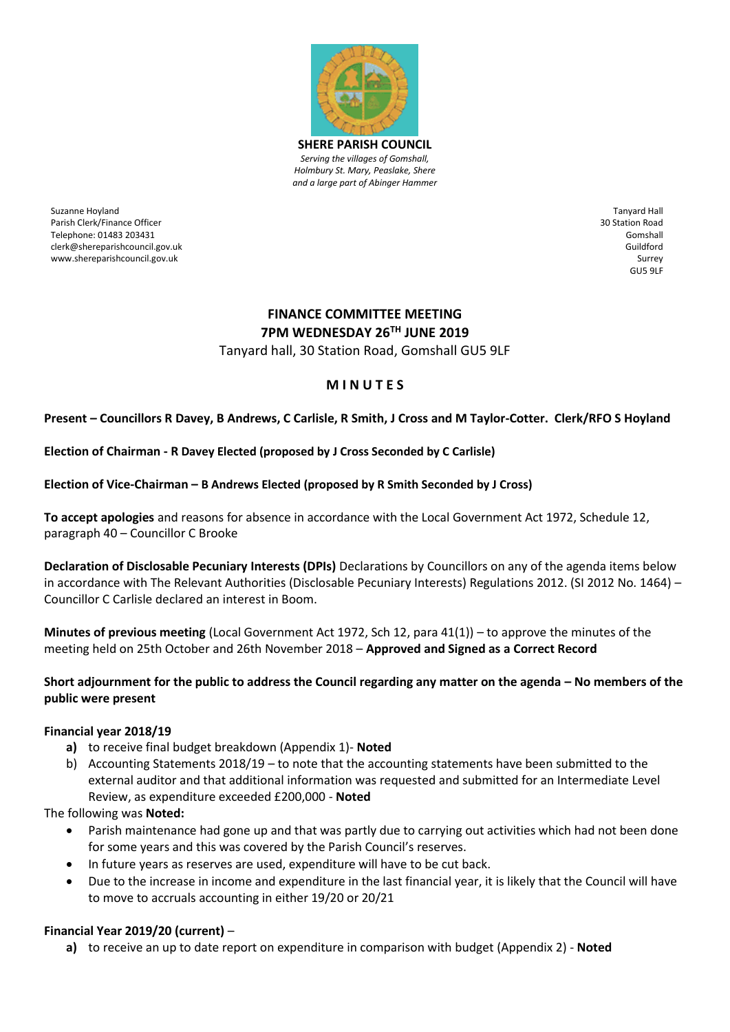**SHERE PARISH COUNCIL**

*Serving the villages of Gomshall, Holmbury St. Mary, Peaslake, Shere and a large part of Abinger Hammer*

Suzanne Hoyland
Parish Clerk/Finance Officer
Telephone: 01483 203431
clerk@shereparishcouncil.gov.uk
www.shereparishcouncil.gov.uk

Tanyard Hall
30 Station Road
Gomshall
Guildford
Surrey
GU5 9LF

# FINANCE COMMITTEE MEETING
## 7PM WEDNESDAY 26TH JUNE 2019

Tanyard hall, 30 Station Road, Gomshall GU5 9LF

## M I N U T E S

**Present – Councillors R Davey, B Andrews, C Carlisle, R Smith, J Cross and M Taylor-Cotter. Clerk/RFO S Hoyland**

**Election of Chairman - R Davey Elected (proposed by J Cross Seconded by C Carlisle)**

**Election of Vice-Chairman – B Andrews Elected (proposed by R Smith Seconded by J Cross)**

**To accept apologies** and reasons for absence in accordance with the Local Government Act 1972, Schedule 12, paragraph 40 – Councillor C Brooke

**Declaration of Disclosable Pecuniary Interests (DPIs)** Declarations by Councillors on any of the agenda items below in accordance with The Relevant Authorities (Disclosable Pecuniary Interests) Regulations 2012. (SI 2012 No. 1464) – Councillor C Carlisle declared an interest in Boom.

**Minutes of previous meeting** (Local Government Act 1972, Sch 12, para 41(1)) – to approve the minutes of the meeting held on 25th October and 26th November 2018 – **Approved and Signed as a Correct Record**

**Short adjournment for the public to address the Council regarding any matter on the agenda – No members of the public were present**

**Financial year 2018/19**

**a)** to receive final budget breakdown (Appendix 1)- **Noted**

b) Accounting Statements 2018/19 – to note that the accounting statements have been submitted to the external auditor and that additional information was requested and submitted for an Intermediate Level Review, as expenditure exceeded £200,000 - **Noted**

The following was **Noted:**

- Parish maintenance had gone up and that was partly due to carrying out activities which had not been done for some years and this was covered by the Parish Council's reserves.
- In future years as reserves are used, expenditure will have to be cut back.
- Due to the increase in income and expenditure in the last financial year, it is likely that the Council will have to move to accruals accounting in either 19/20 or 20/21

**Financial Year 2019/20 (current)** –

**a)** to receive an up to date report on expenditure in comparison with budget (Appendix 2) - **Noted**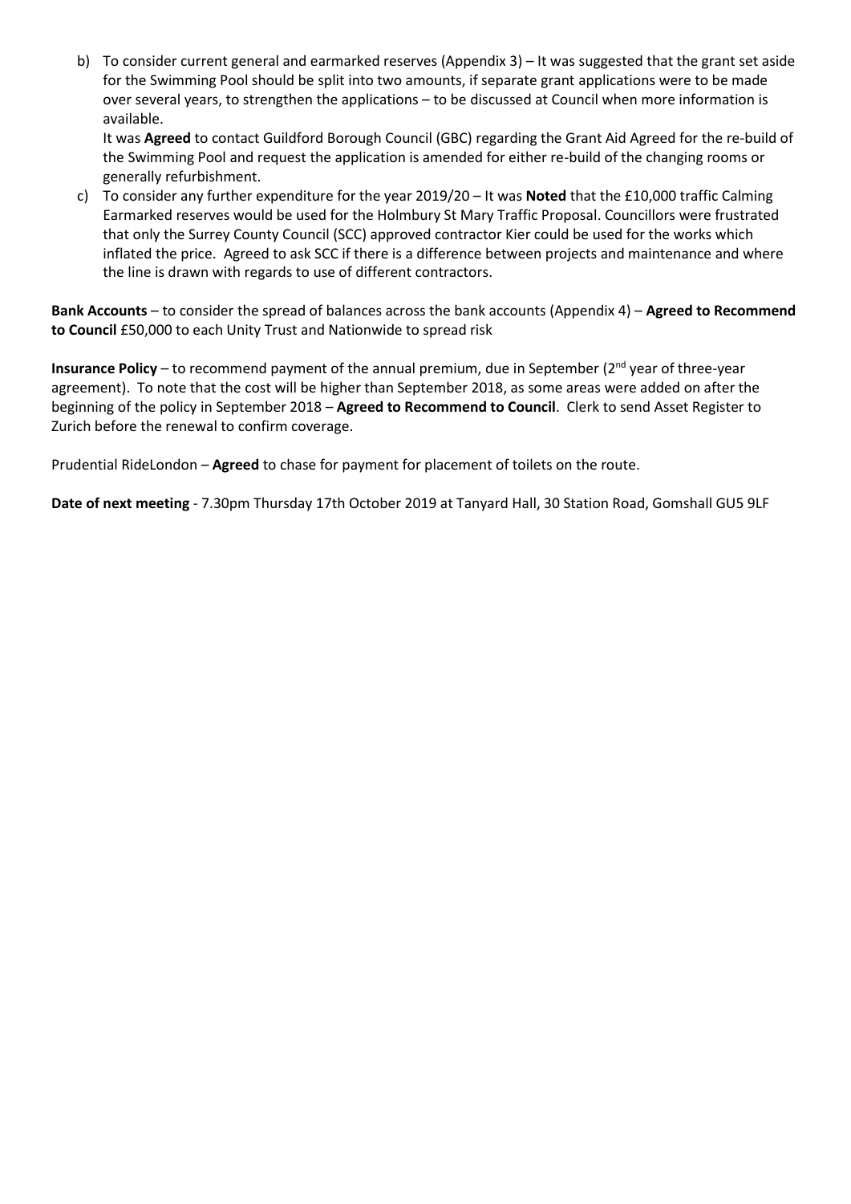b) To consider current general and earmarked reserves (Appendix 3) – It was suggested that the grant set aside for the Swimming Pool should be split into two amounts, if separate grant applications were to be made over several years, to strengthen the applications – to be discussed at Council when more information is available.

   It was **Agreed** to contact Guildford Borough Council (GBC) regarding the Grant Aid Agreed for the re-build of the Swimming Pool and request the application is amended for either re-build of the changing rooms or generally refurbishment.

c) To consider any further expenditure for the year 2019/20 – It was **Noted** that the £10,000 traffic Calming Earmarked reserves would be used for the Holmbury St Mary Traffic Proposal. Councillors were frustrated that only the Surrey County Council (SCC) approved contractor Kier could be used for the works which inflated the price. Agreed to ask SCC if there is a difference between projects and maintenance and where the line is drawn with regards to use of different contractors.

**Bank Accounts** – to consider the spread of balances across the bank accounts (Appendix 4) – **Agreed to Recommend to Council** £50,000 to each Unity Trust and Nationwide to spread risk

**Insurance Policy** – to recommend payment of the annual premium, due in September (2nd year of three-year agreement). To note that the cost will be higher than September 2018, as some areas were added on after the beginning of the policy in September 2018 – **Agreed to Recommend to Council**. Clerk to send Asset Register to Zurich before the renewal to confirm coverage.

Prudential RideLondon – **Agreed** to chase for payment for placement of toilets on the route.

**Date of next meeting** - 7.30pm Thursday 17th October 2019 at Tanyard Hall, 30 Station Road, Gomshall GU5 9LF